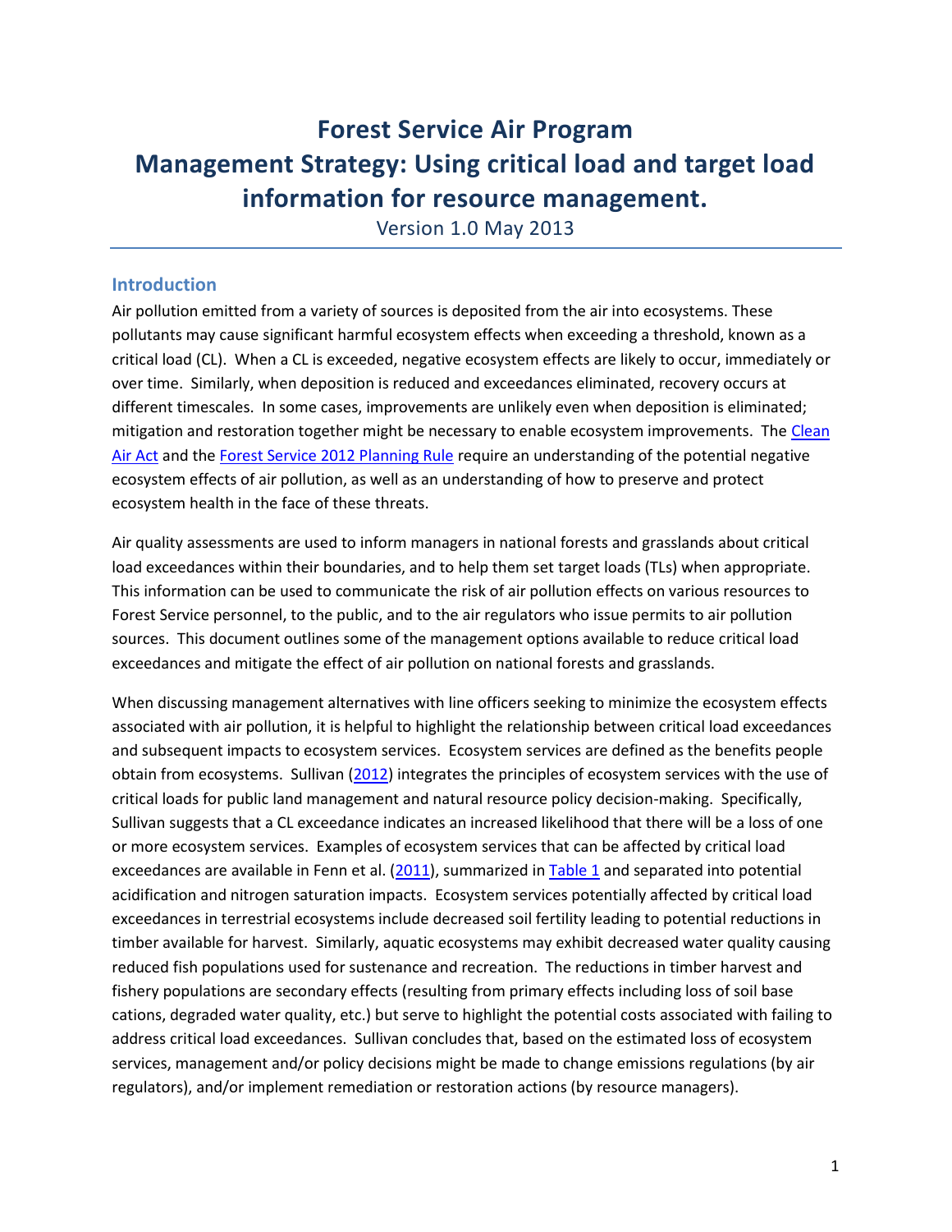# Forest Service Air Program
# Management Strategy: Using critical load and target load information for resource management.

Version 1.0 May 2013

## Introduction

Air pollution emitted from a variety of sources is deposited from the air into ecosystems. These pollutants may cause significant harmful ecosystem effects when exceeding a threshold, known as a critical load (CL). When a CL is exceeded, negative ecosystem effects are likely to occur, immediately or over time. Similarly, when deposition is reduced and exceedances eliminated, recovery occurs at different timescales. In some cases, improvements are unlikely even when deposition is eliminated; mitigation and restoration together might be necessary to enable ecosystem improvements. The Clean Air Act and the Forest Service 2012 Planning Rule require an understanding of the potential negative ecosystem effects of air pollution, as well as an understanding of how to preserve and protect ecosystem health in the face of these threats.

Air quality assessments are used to inform managers in national forests and grasslands about critical load exceedances within their boundaries, and to help them set target loads (TLs) when appropriate. This information can be used to communicate the risk of air pollution effects on various resources to Forest Service personnel, to the public, and to the air regulators who issue permits to air pollution sources. This document outlines some of the management options available to reduce critical load exceedances and mitigate the effect of air pollution on national forests and grasslands.

When discussing management alternatives with line officers seeking to minimize the ecosystem effects associated with air pollution, it is helpful to highlight the relationship between critical load exceedances and subsequent impacts to ecosystem services. Ecosystem services are defined as the benefits people obtain from ecosystems. Sullivan (2012) integrates the principles of ecosystem services with the use of critical loads for public land management and natural resource policy decision-making. Specifically, Sullivan suggests that a CL exceedance indicates an increased likelihood that there will be a loss of one or more ecosystem services. Examples of ecosystem services that can be affected by critical load exceedances are available in Fenn et al. (2011), summarized in Table 1 and separated into potential acidification and nitrogen saturation impacts. Ecosystem services potentially affected by critical load exceedances in terrestrial ecosystems include decreased soil fertility leading to potential reductions in timber available for harvest. Similarly, aquatic ecosystems may exhibit decreased water quality causing reduced fish populations used for sustenance and recreation. The reductions in timber harvest and fishery populations are secondary effects (resulting from primary effects including loss of soil base cations, degraded water quality, etc.) but serve to highlight the potential costs associated with failing to address critical load exceedances. Sullivan concludes that, based on the estimated loss of ecosystem services, management and/or policy decisions might be made to change emissions regulations (by air regulators), and/or implement remediation or restoration actions (by resource managers).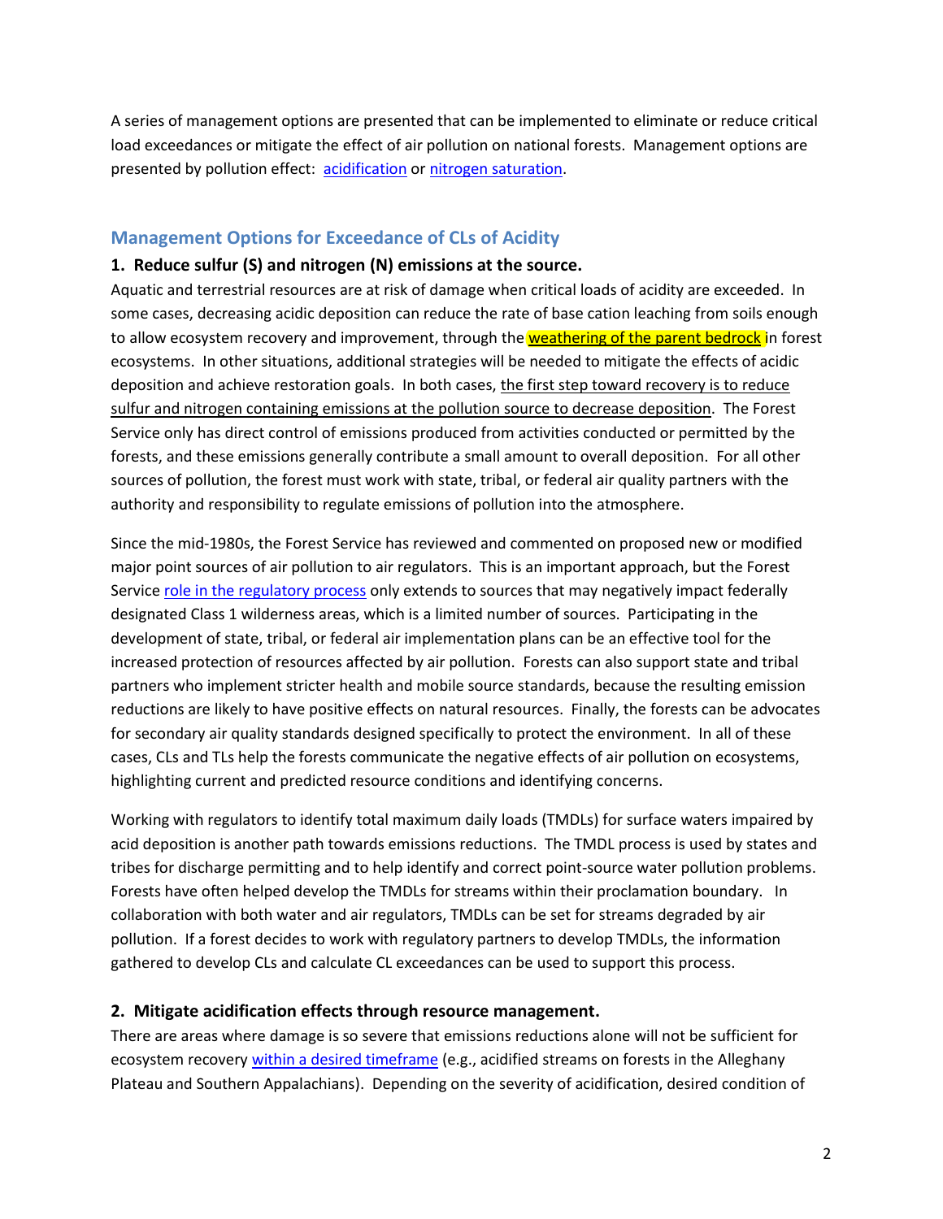A series of management options are presented that can be implemented to eliminate or reduce critical load exceedances or mitigate the effect of air pollution on national forests. Management options are presented by pollution effect: acidification or nitrogen saturation.

## Management Options for Exceedance of CLs of Acidity

### 1. Reduce sulfur (S) and nitrogen (N) emissions at the source.

Aquatic and terrestrial resources are at risk of damage when critical loads of acidity are exceeded. In some cases, decreasing acidic deposition can reduce the rate of base cation leaching from soils enough to allow ecosystem recovery and improvement, through the weathering of the parent bedrock in forest ecosystems. In other situations, additional strategies will be needed to mitigate the effects of acidic deposition and achieve restoration goals. In both cases, the first step toward recovery is to reduce sulfur and nitrogen containing emissions at the pollution source to decrease deposition. The Forest Service only has direct control of emissions produced from activities conducted or permitted by the forests, and these emissions generally contribute a small amount to overall deposition. For all other sources of pollution, the forest must work with state, tribal, or federal air quality partners with the authority and responsibility to regulate emissions of pollution into the atmosphere.

Since the mid-1980s, the Forest Service has reviewed and commented on proposed new or modified major point sources of air pollution to air regulators. This is an important approach, but the Forest Service role in the regulatory process only extends to sources that may negatively impact federally designated Class 1 wilderness areas, which is a limited number of sources. Participating in the development of state, tribal, or federal air implementation plans can be an effective tool for the increased protection of resources affected by air pollution. Forests can also support state and tribal partners who implement stricter health and mobile source standards, because the resulting emission reductions are likely to have positive effects on natural resources. Finally, the forests can be advocates for secondary air quality standards designed specifically to protect the environment. In all of these cases, CLs and TLs help the forests communicate the negative effects of air pollution on ecosystems, highlighting current and predicted resource conditions and identifying concerns.

Working with regulators to identify total maximum daily loads (TMDLs) for surface waters impaired by acid deposition is another path towards emissions reductions. The TMDL process is used by states and tribes for discharge permitting and to help identify and correct point-source water pollution problems. Forests have often helped develop the TMDLs for streams within their proclamation boundary. In collaboration with both water and air regulators, TMDLs can be set for streams degraded by air pollution. If a forest decides to work with regulatory partners to develop TMDLs, the information gathered to develop CLs and calculate CL exceedances can be used to support this process.

### 2. Mitigate acidification effects through resource management.

There are areas where damage is so severe that emissions reductions alone will not be sufficient for ecosystem recovery within a desired timeframe (e.g., acidified streams on forests in the Alleghany Plateau and Southern Appalachians). Depending on the severity of acidification, desired condition of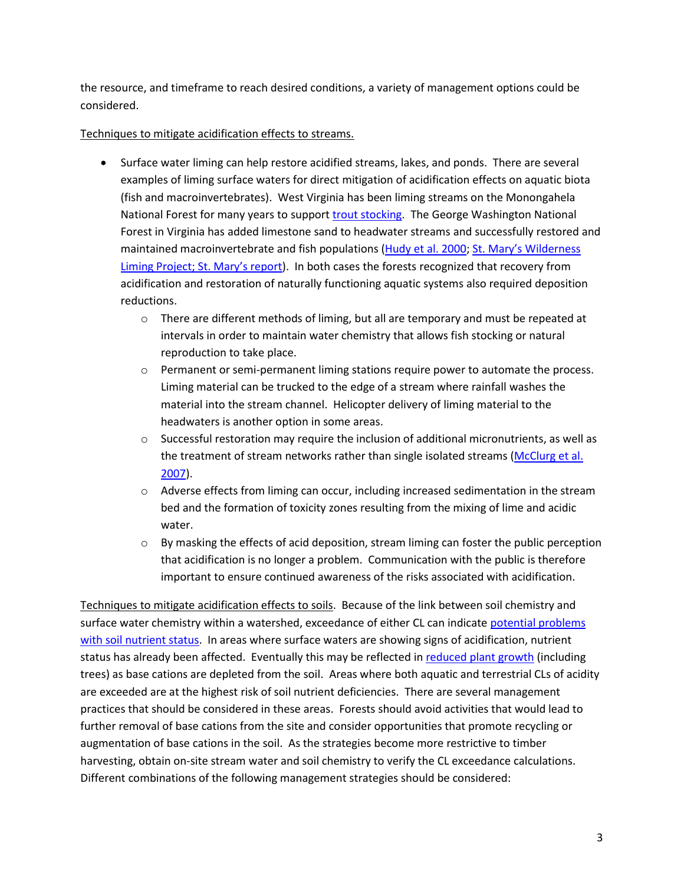the resource, and timeframe to reach desired conditions, a variety of management options could be considered.

Techniques to mitigate acidification effects to streams.

- Surface water liming can help restore acidified streams, lakes, and ponds. There are several examples of liming surface waters for direct mitigation of acidification effects on aquatic biota (fish and macroinvertebrates). West Virginia has been liming streams on the Monongahela National Forest for many years to support trout stocking. The George Washington National Forest in Virginia has added limestone sand to headwater streams and successfully restored and maintained macroinvertebrate and fish populations (Hudy et al. 2000; St. Mary's Wilderness Liming Project; St. Mary's report). In both cases the forests recognized that recovery from acidification and restoration of naturally functioning aquatic systems also required deposition reductions.
    - There are different methods of liming, but all are temporary and must be repeated at intervals in order to maintain water chemistry that allows fish stocking or natural reproduction to take place.
    - Permanent or semi-permanent liming stations require power to automate the process. Liming material can be trucked to the edge of a stream where rainfall washes the material into the stream channel. Helicopter delivery of liming material to the headwaters is another option in some areas.
    - Successful restoration may require the inclusion of additional micronutrients, as well as the treatment of stream networks rather than single isolated streams (McClurg et al. 2007).
    - Adverse effects from liming can occur, including increased sedimentation in the stream bed and the formation of toxicity zones resulting from the mixing of lime and acidic water.
    - By masking the effects of acid deposition, stream liming can foster the public perception that acidification is no longer a problem. Communication with the public is therefore important to ensure continued awareness of the risks associated with acidification.

Techniques to mitigate acidification effects to soils. Because of the link between soil chemistry and surface water chemistry within a watershed, exceedance of either CL can indicate potential problems with soil nutrient status. In areas where surface waters are showing signs of acidification, nutrient status has already been affected. Eventually this may be reflected in reduced plant growth (including trees) as base cations are depleted from the soil. Areas where both aquatic and terrestrial CLs of acidity are exceeded are at the highest risk of soil nutrient deficiencies. There are several management practices that should be considered in these areas. Forests should avoid activities that would lead to further removal of base cations from the site and consider opportunities that promote recycling or augmentation of base cations in the soil. As the strategies become more restrictive to timber harvesting, obtain on-site stream water and soil chemistry to verify the CL exceedance calculations. Different combinations of the following management strategies should be considered: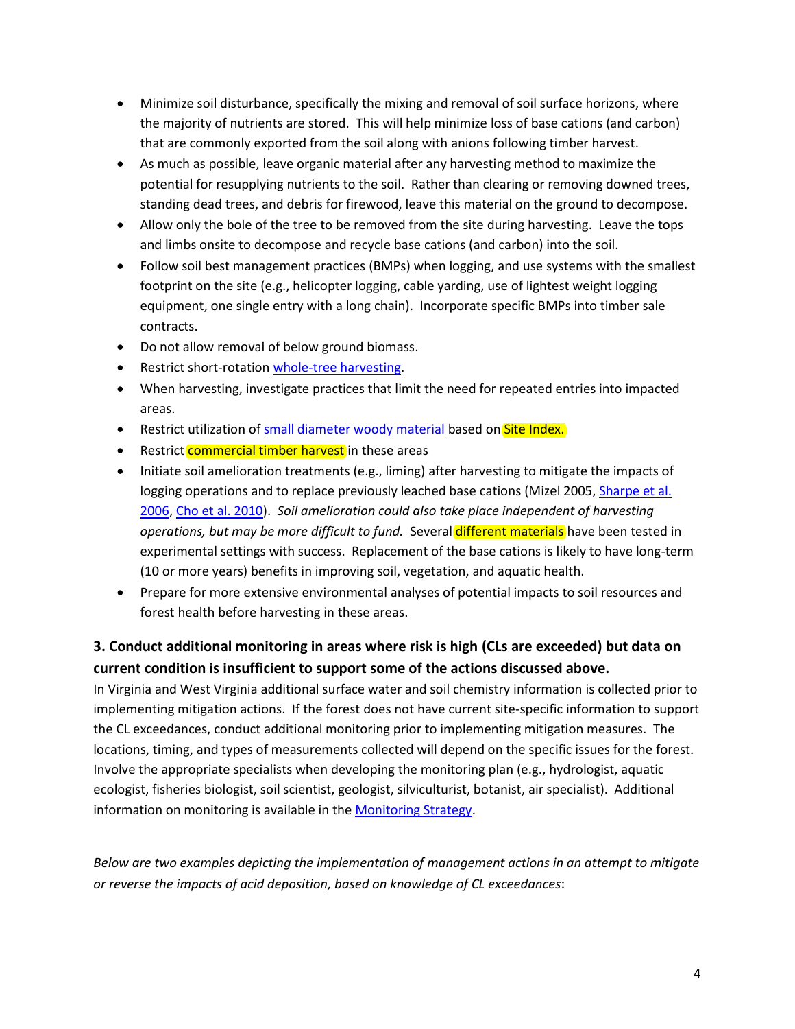- Minimize soil disturbance, specifically the mixing and removal of soil surface horizons, where the majority of nutrients are stored. This will help minimize loss of base cations (and carbon) that are commonly exported from the soil along with anions following timber harvest.
- As much as possible, leave organic material after any harvesting method to maximize the potential for resupplying nutrients to the soil. Rather than clearing or removing downed trees, standing dead trees, and debris for firewood, leave this material on the ground to decompose.
- Allow only the bole of the tree to be removed from the site during harvesting. Leave the tops and limbs onsite to decompose and recycle base cations (and carbon) into the soil.
- Follow soil best management practices (BMPs) when logging, and use systems with the smallest footprint on the site (e.g., helicopter logging, cable yarding, use of lightest weight logging equipment, one single entry with a long chain). Incorporate specific BMPs into timber sale contracts.
- Do not allow removal of below ground biomass.
- Restrict short-rotation whole-tree harvesting.
- When harvesting, investigate practices that limit the need for repeated entries into impacted areas.
- Restrict utilization of small diameter woody material based on Site Index.
- Restrict commercial timber harvest in these areas
- Initiate soil amelioration treatments (e.g., liming) after harvesting to mitigate the impacts of logging operations and to replace previously leached base cations (Mizel 2005, Sharpe et al. 2006, Cho et al. 2010). *Soil amelioration could also take place independent of harvesting operations, but may be more difficult to fund.* Several different materials have been tested in experimental settings with success. Replacement of the base cations is likely to have long-term (10 or more years) benefits in improving soil, vegetation, and aquatic health.
- Prepare for more extensive environmental analyses of potential impacts to soil resources and forest health before harvesting in these areas.

### 3. Conduct additional monitoring in areas where risk is high (CLs are exceeded) but data on current condition is insufficient to support some of the actions discussed above.

In Virginia and West Virginia additional surface water and soil chemistry information is collected prior to implementing mitigation actions. If the forest does not have current site-specific information to support the CL exceedances, conduct additional monitoring prior to implementing mitigation measures. The locations, timing, and types of measurements collected will depend on the specific issues for the forest. Involve the appropriate specialists when developing the monitoring plan (e.g., hydrologist, aquatic ecologist, fisheries biologist, soil scientist, geologist, silviculturist, botanist, air specialist). Additional information on monitoring is available in the Monitoring Strategy.

*Below are two examples depicting the implementation of management actions in an attempt to mitigate or reverse the impacts of acid deposition, based on knowledge of CL exceedances*: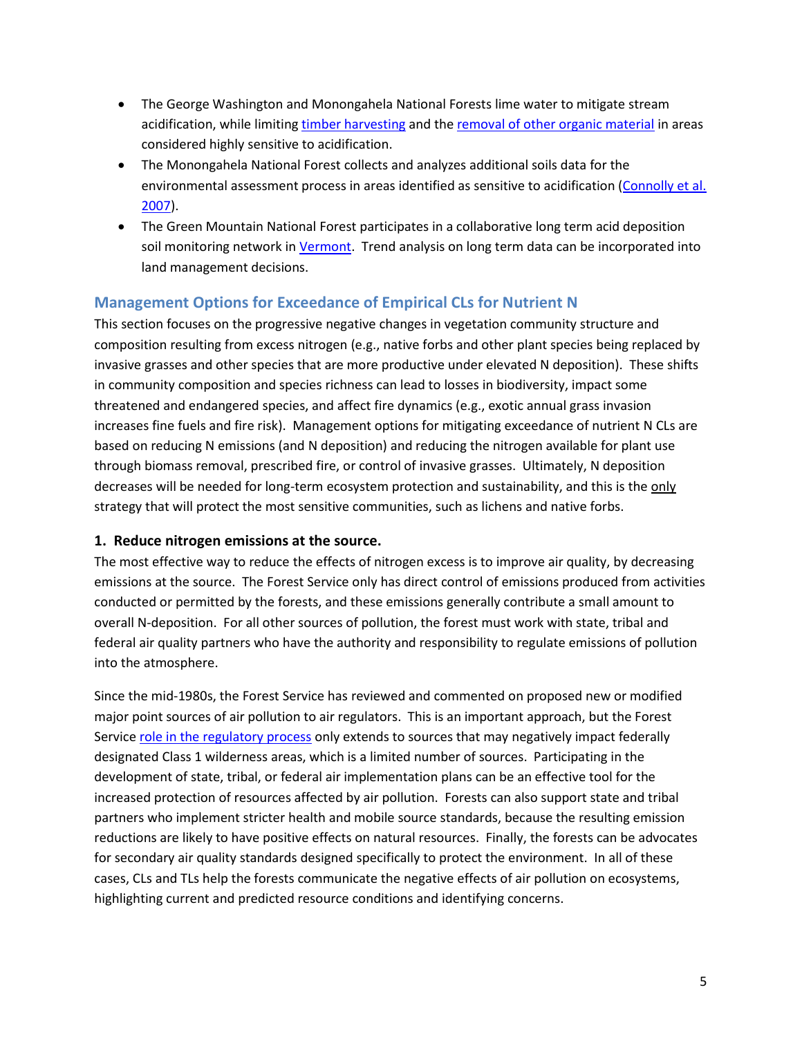- The George Washington and Monongahela National Forests lime water to mitigate stream acidification, while limiting timber harvesting and the removal of other organic material in areas considered highly sensitive to acidification.
- The Monongahela National Forest collects and analyzes additional soils data for the environmental assessment process in areas identified as sensitive to acidification (Connolly et al. 2007).
- The Green Mountain National Forest participates in a collaborative long term acid deposition soil monitoring network in Vermont. Trend analysis on long term data can be incorporated into land management decisions.

## Management Options for Exceedance of Empirical CLs for Nutrient N

This section focuses on the progressive negative changes in vegetation community structure and composition resulting from excess nitrogen (e.g., native forbs and other plant species being replaced by invasive grasses and other species that are more productive under elevated N deposition). These shifts in community composition and species richness can lead to losses in biodiversity, impact some threatened and endangered species, and affect fire dynamics (e.g., exotic annual grass invasion increases fine fuels and fire risk). Management options for mitigating exceedance of nutrient N CLs are based on reducing N emissions (and N deposition) and reducing the nitrogen available for plant use through biomass removal, prescribed fire, or control of invasive grasses. Ultimately, N deposition decreases will be needed for long-term ecosystem protection and sustainability, and this is the only strategy that will protect the most sensitive communities, such as lichens and native forbs.

### 1. Reduce nitrogen emissions at the source.

The most effective way to reduce the effects of nitrogen excess is to improve air quality, by decreasing emissions at the source. The Forest Service only has direct control of emissions produced from activities conducted or permitted by the forests, and these emissions generally contribute a small amount to overall N-deposition. For all other sources of pollution, the forest must work with state, tribal and federal air quality partners who have the authority and responsibility to regulate emissions of pollution into the atmosphere.

Since the mid-1980s, the Forest Service has reviewed and commented on proposed new or modified major point sources of air pollution to air regulators. This is an important approach, but the Forest Service role in the regulatory process only extends to sources that may negatively impact federally designated Class 1 wilderness areas, which is a limited number of sources. Participating in the development of state, tribal, or federal air implementation plans can be an effective tool for the increased protection of resources affected by air pollution. Forests can also support state and tribal partners who implement stricter health and mobile source standards, because the resulting emission reductions are likely to have positive effects on natural resources. Finally, the forests can be advocates for secondary air quality standards designed specifically to protect the environment. In all of these cases, CLs and TLs help the forests communicate the negative effects of air pollution on ecosystems, highlighting current and predicted resource conditions and identifying concerns.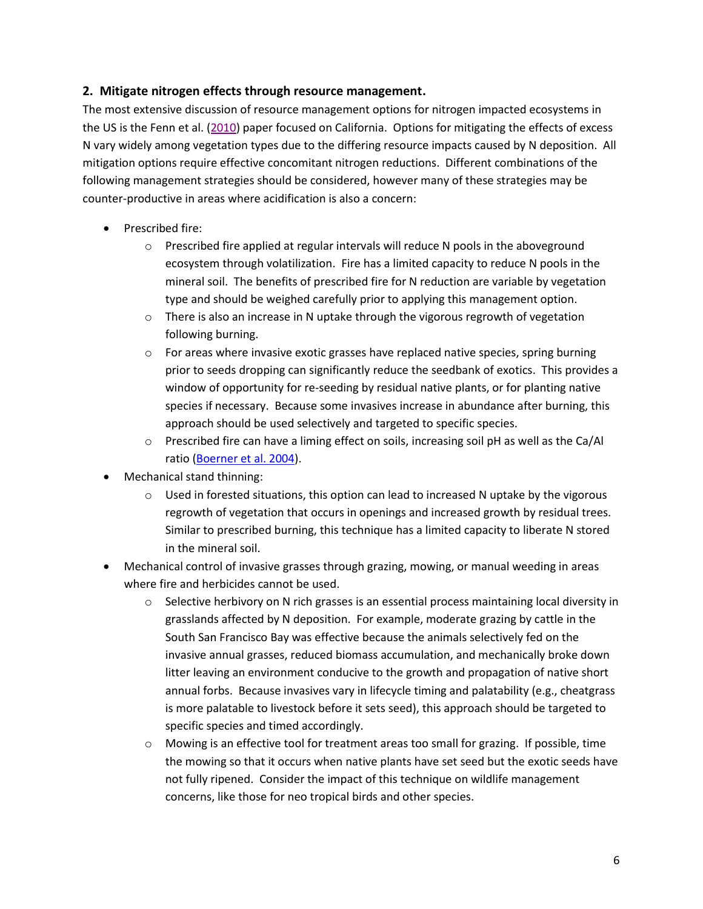## 2. Mitigate nitrogen effects through resource management.

The most extensive discussion of resource management options for nitrogen impacted ecosystems in the US is the Fenn et al. (2010) paper focused on California. Options for mitigating the effects of excess N vary widely among vegetation types due to the differing resource impacts caused by N deposition. All mitigation options require effective concomitant nitrogen reductions. Different combinations of the following management strategies should be considered, however many of these strategies may be counter-productive in areas where acidification is also a concern:

- Prescribed fire:
  - Prescribed fire applied at regular intervals will reduce N pools in the aboveground ecosystem through volatilization. Fire has a limited capacity to reduce N pools in the mineral soil. The benefits of prescribed fire for N reduction are variable by vegetation type and should be weighed carefully prior to applying this management option.
  - There is also an increase in N uptake through the vigorous regrowth of vegetation following burning.
  - For areas where invasive exotic grasses have replaced native species, spring burning prior to seeds dropping can significantly reduce the seedbank of exotics. This provides a window of opportunity for re-seeding by residual native plants, or for planting native species if necessary. Because some invasives increase in abundance after burning, this approach should be used selectively and targeted to specific species.
  - Prescribed fire can have a liming effect on soils, increasing soil pH as well as the Ca/Al ratio (Boerner et al. 2004).
- Mechanical stand thinning:
  - Used in forested situations, this option can lead to increased N uptake by the vigorous regrowth of vegetation that occurs in openings and increased growth by residual trees. Similar to prescribed burning, this technique has a limited capacity to liberate N stored in the mineral soil.
- Mechanical control of invasive grasses through grazing, mowing, or manual weeding in areas where fire and herbicides cannot be used.
  - Selective herbivory on N rich grasses is an essential process maintaining local diversity in grasslands affected by N deposition. For example, moderate grazing by cattle in the South San Francisco Bay was effective because the animals selectively fed on the invasive annual grasses, reduced biomass accumulation, and mechanically broke down litter leaving an environment conducive to the growth and propagation of native short annual forbs. Because invasives vary in lifecycle timing and palatability (e.g., cheatgrass is more palatable to livestock before it sets seed), this approach should be targeted to specific species and timed accordingly.
  - Mowing is an effective tool for treatment areas too small for grazing. If possible, time the mowing so that it occurs when native plants have set seed but the exotic seeds have not fully ripened. Consider the impact of this technique on wildlife management concerns, like those for neo tropical birds and other species.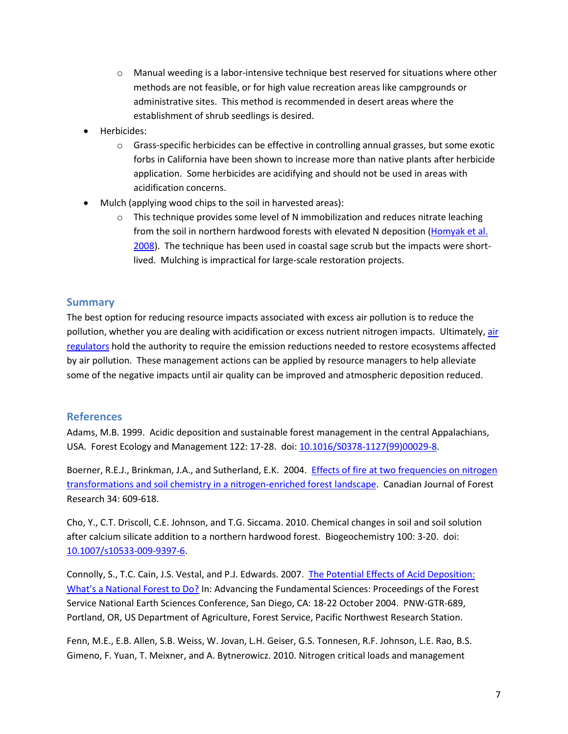- Manual weeding is a labor-intensive technique best reserved for situations where other methods are not feasible, or for high value recreation areas like campgrounds or administrative sites. This method is recommended in desert areas where the establishment of shrub seedlings is desired.
- Herbicides:
    - Grass-specific herbicides can be effective in controlling annual grasses, but some exotic forbs in California have been shown to increase more than native plants after herbicide application. Some herbicides are acidifying and should not be used in areas with acidification concerns.
- Mulch (applying wood chips to the soil in harvested areas):
    - This technique provides some level of N immobilization and reduces nitrate leaching from the soil in northern hardwood forests with elevated N deposition (Homyak et al. 2008). The technique has been used in coastal sage scrub but the impacts were short-lived. Mulching is impractical for large-scale restoration projects.

## Summary

The best option for reducing resource impacts associated with excess air pollution is to reduce the pollution, whether you are dealing with acidification or excess nutrient nitrogen impacts. Ultimately, air regulators hold the authority to require the emission reductions needed to restore ecosystems affected by air pollution. These management actions can be applied by resource managers to help alleviate some of the negative impacts until air quality can be improved and atmospheric deposition reduced.

## References

Adams, M.B. 1999. Acidic deposition and sustainable forest management in the central Appalachians, USA. Forest Ecology and Management 122: 17-28. doi: 10.1016/S0378-1127(99)00029-8.

Boerner, R.E.J., Brinkman, J.A., and Sutherland, E.K. 2004. Effects of fire at two frequencies on nitrogen transformations and soil chemistry in a nitrogen-enriched forest landscape. Canadian Journal of Forest Research 34: 609-618.

Cho, Y., C.T. Driscoll, C.E. Johnson, and T.G. Siccama. 2010. Chemical changes in soil and soil solution after calcium silicate addition to a northern hardwood forest. Biogeochemistry 100: 3-20. doi: 10.1007/s10533-009-9397-6.

Connolly, S., T.C. Cain, J.S. Vestal, and P.J. Edwards. 2007. The Potential Effects of Acid Deposition: What's a National Forest to Do? In: Advancing the Fundamental Sciences: Proceedings of the Forest Service National Earth Sciences Conference, San Diego, CA: 18-22 October 2004. PNW-GTR-689, Portland, OR, US Department of Agriculture, Forest Service, Pacific Northwest Research Station.

Fenn, M.E., E.B. Allen, S.B. Weiss, W. Jovan, L.H. Geiser, G.S. Tonnesen, R.F. Johnson, L.E. Rao, B.S. Gimeno, F. Yuan, T. Meixner, and A. Bytnerowicz. 2010. Nitrogen critical loads and management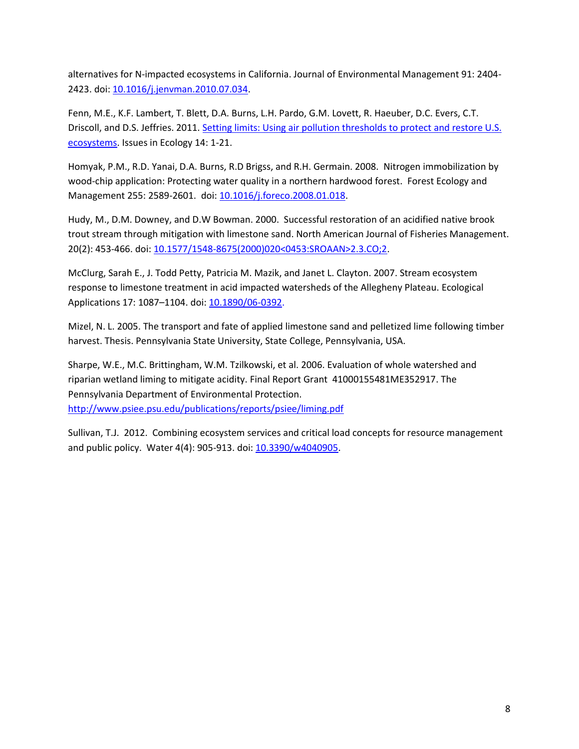alternatives for N-impacted ecosystems in California. Journal of Environmental Management 91: 2404-2423. doi: [10.1016/j.jenvman.2010.07.034](https://doi.org/10.1016/j.jenvman.2010.07.034).

Fenn, M.E., K.F. Lambert, T. Blett, D.A. Burns, L.H. Pardo, G.M. Lovett, R. Haeuber, D.C. Evers, C.T. Driscoll, and D.S. Jeffries. 2011. Setting limits: Using air pollution thresholds to protect and restore U.S. ecosystems. Issues in Ecology 14: 1-21.

Homyak, P.M., R.D. Yanai, D.A. Burns, R.D Brigss, and R.H. Germain. 2008. Nitrogen immobilization by wood-chip application: Protecting water quality in a northern hardwood forest. Forest Ecology and Management 255: 2589-2601. doi: [10.1016/j.foreco.2008.01.018](https://doi.org/10.1016/j.foreco.2008.01.018).

Hudy, M., D.M. Downey, and D.W Bowman. 2000. Successful restoration of an acidified native brook trout stream through mitigation with limestone sand. North American Journal of Fisheries Management. 20(2): 453-466. doi: 10.1577/1548-8675(2000)020<0453:SROAAN>2.3.CO;2.

McClurg, Sarah E., J. Todd Petty, Patricia M. Mazik, and Janet L. Clayton. 2007. Stream ecosystem response to limestone treatment in acid impacted watersheds of the Allegheny Plateau. Ecological Applications 17: 1087–1104. doi: [10.1890/06-0392](https://doi.org/10.1890/06-0392).

Mizel, N. L. 2005. The transport and fate of applied limestone sand and pelletized lime following timber harvest. Thesis. Pennsylvania State University, State College, Pennsylvania, USA.

Sharpe, W.E., M.C. Brittingham, W.M. Tzilkowski, et al. 2006. Evaluation of whole watershed and riparian wetland liming to mitigate acidity. Final Report Grant 41000155481ME352917. The Pennsylvania Department of Environmental Protection. http://www.psiee.psu.edu/publications/reports/psiee/liming.pdf

Sullivan, T.J. 2012. Combining ecosystem services and critical load concepts for resource management and public policy. Water 4(4): 905-913. doi: [10.3390/w4040905](https://doi.org/10.3390/w4040905).